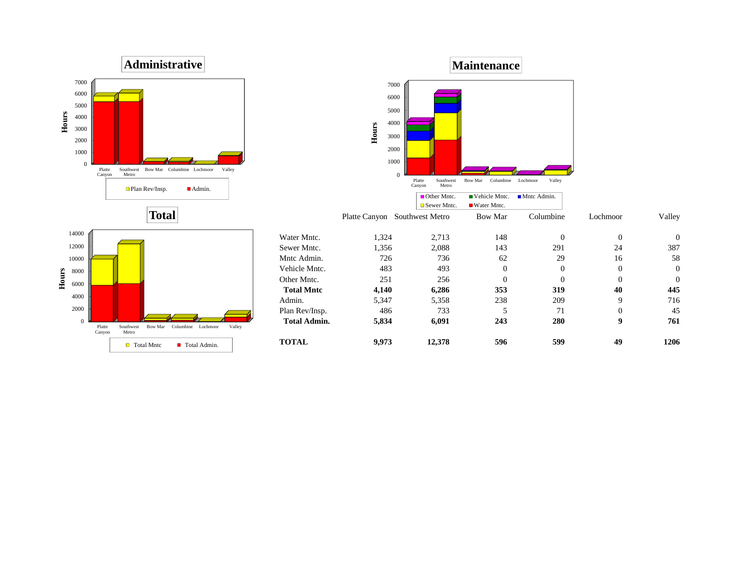## Administrative

## Maintenance

## Total

| | Platte Canyon | Southwest Metro | Bow Mar | Columbine | Lochmoor | Valley |
|---|---|---|---|---|---|---|
| Water Mntc. | 1,324 | 2,713 | 148 | 0 | 0 | 0 |
| Sewer Mntc. | 1,356 | 2,088 | 143 | 291 | 24 | 387 |
| Mntc Admin. | 726 | 736 | 62 | 29 | 16 | 58 |
| Vehicle Mntc. | 483 | 493 | 0 | 0 | 0 | 0 |
| Other Mntc. | 251 | 256 | 0 | 0 | 0 | 0 |
| **Total Mntc** | **4,140** | **6,286** | **353** | **319** | **40** | **445** |
| Admin. | 5,347 | 5,358 | 238 | 209 | 9 | 716 |
| Plan Rev/Insp. | 486 | 733 | 5 | 71 | 0 | 45 |
| **Total Admin.** | **5,834** | **6,091** | **243** | **280** | **9** | **761** |
| **TOTAL** | **9,973** | **12,378** | **596** | **599** | **49** | **1206** |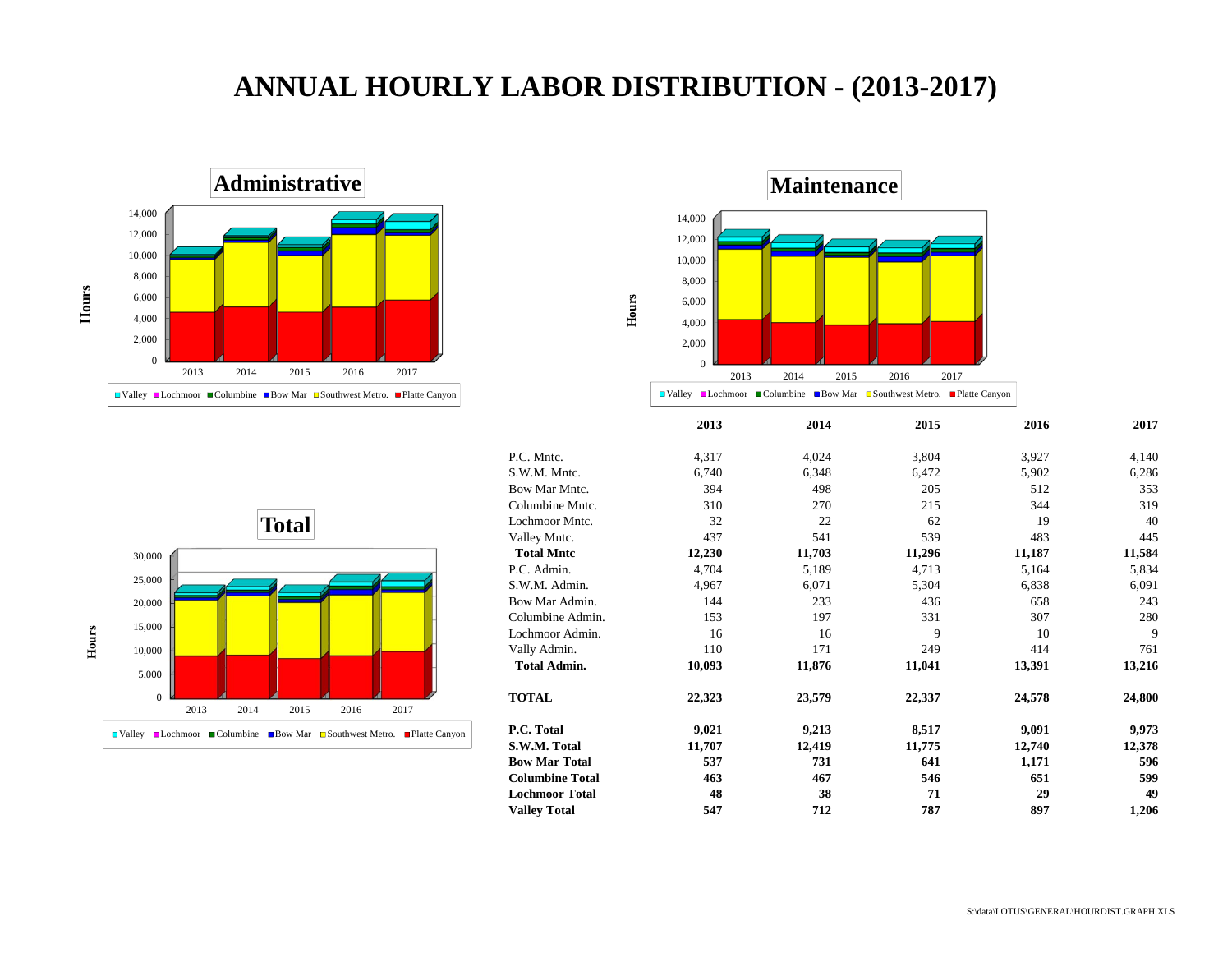# ANNUAL HOURLY LABOR DISTRIBUTION - (2013-2017)

## Administrative

Hours

14,000
12,000
10,000
8,000
6,000
4,000
2,000
0

2013 2014 2015 2016 2017

Valley Lochmoor Columbine Bow Mar Southwest Metro. Platte Canyon

## Maintenance

Hours

14,000
12,000
10,000
8,000
6,000
4,000
2,000
0

2013 2014 2015 2016 2017

Valley Lochmoor Columbine Bow Mar Southwest Metro. Platte Canyon

## Total

Hours

30,000
25,000
20,000
15,000
10,000
5,000
0

2013 2014 2015 2016 2017

Valley Lochmoor Columbine Bow Mar Southwest Metro. Platte Canyon

| | 2013 | 2014 | 2015 | 2016 | 2017 |
|---|---|---|---|---|---|
| P.C. Mntc. | 4,317 | 4,024 | 3,804 | 3,927 | 4,140 |
| S.W.M. Mntc. | 6,740 | 6,348 | 6,472 | 5,902 | 6,286 |
| Bow Mar Mntc. | 394 | 498 | 205 | 512 | 353 |
| Columbine Mntc. | 310 | 270 | 215 | 344 | 319 |
| Lochmoor Mntc. | 32 | 22 | 62 | 19 | 40 |
| Valley Mntc. | 437 | 541 | 539 | 483 | 445 |
| **Total Mntc** | **12,230** | **11,703** | **11,296** | **11,187** | **11,584** |
| P.C. Admin. | 4,704 | 5,189 | 4,713 | 5,164 | 5,834 |
| S.W.M. Admin. | 4,967 | 6,071 | 5,304 | 6,838 | 6,091 |
| Bow Mar Admin. | 144 | 233 | 436 | 658 | 243 |
| Columbine Admin. | 153 | 197 | 331 | 307 | 280 |
| Lochmoor Admin. | 16 | 16 | 9 | 10 | 9 |
| Vally Admin. | 110 | 171 | 249 | 414 | 761 |
| **Total Admin.** | **10,093** | **11,876** | **11,041** | **13,391** | **13,216** |
| **TOTAL** | **22,323** | **23,579** | **22,337** | **24,578** | **24,800** |
| **P.C. Total** | **9,021** | **9,213** | **8,517** | **9,091** | **9,973** |
| **S.W.M. Total** | **11,707** | **12,419** | **11,775** | **12,740** | **12,378** |
| **Bow Mar Total** | **537** | **731** | **641** | **1,171** | **596** |
| **Columbine Total** | **463** | **467** | **546** | **651** | **599** |
| **Lochmoor Total** | **48** | **38** | **71** | **29** | **49** |
| **Valley Total** | **547** | **712** | **787** | **897** | **1,206** |

S:\data\LOTUS\GENERAL\HOURDIST.GRAPH.XLS